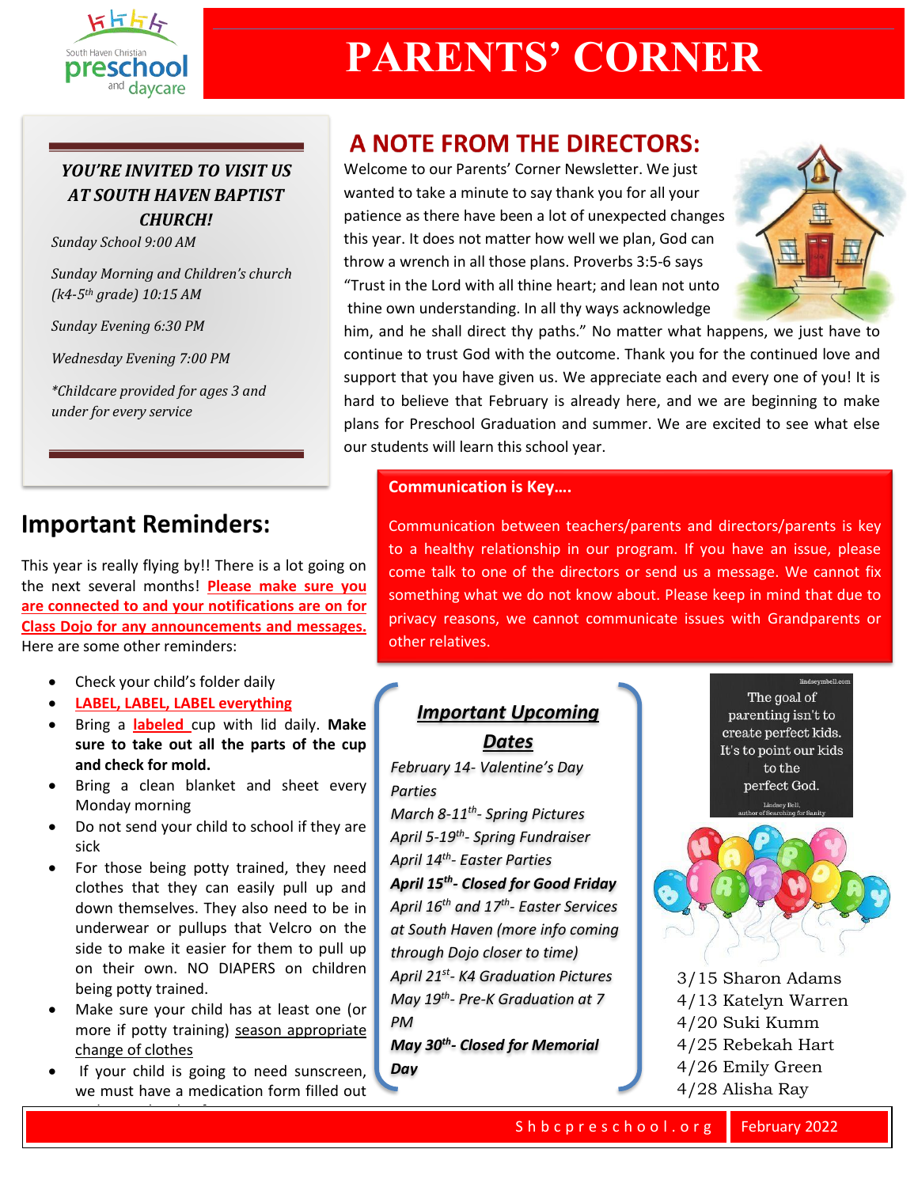# PARENTS' CORNER

*YOU'RE INVITED TO VISIT US AT SOUTH HAVEN BAPTIST CHURCH!*

*Sunday School 9:00 AM*

*Sunday Morning and Children's church (k4-5th grade) 10:15 AM*

*Sunday Evening 6:30 PM*

*Wednesday Evening 7:00 PM*

*\*Childcare provided for ages 3 and under for every service*

## A NOTE FROM THE DIRECTORS:

Welcome to our Parents' Corner Newsletter. We just wanted to take a minute to say thank you for all your patience as there have been a lot of unexpected changes this year. It does not matter how well we plan, God can throw a wrench in all those plans. Proverbs 3:5-6 says "Trust in the Lord with all thine heart; and lean not unto thine own understanding. In all thy ways acknowledge him, and he shall direct thy paths." No matter what happens, we just have to continue to trust God with the outcome. Thank you for the continued love and support that you have given us. We appreciate each and every one of you! It is hard to believe that February is already here, and we are beginning to make plans for Preschool Graduation and summer. We are excited to see what else our students will learn this school year.

## Important Reminders:

This year is really flying by!! There is a lot going on the next several months! **Please make sure you are connected to and your notifications are on for Class Dojo for any announcements and messages.** Here are some other reminders:

- Check your child's folder daily
- **LABEL, LABEL, LABEL everything**
- Bring a **labeled** cup with lid daily. **Make sure to take out all the parts of the cup and check for mold.**
- Bring a clean blanket and sheet every Monday morning
- Do not send your child to school if they are sick
- For those being potty trained, they need clothes that they can easily pull up and down themselves. They also need to be in underwear or pullups that Velcro on the side to make it easier for them to pull up on their own. NO DIAPERS on children being potty trained.
- Make sure your child has at least one (or more if potty training) season appropriate change of clothes
- If your child is going to need sunscreen, we must have a medication form filled out

**Communication is Key….**

Communication between teachers/parents and directors/parents is key to a healthy relationship in our program. If you have an issue, please come talk to one of the directors or send us a message. We cannot fix something what we do not know about. Please keep in mind that due to privacy reasons, we cannot communicate issues with Grandparents or other relatives.

***Important Upcoming Dates***

*February 14- Valentine's Day Parties*
*March 8-11th- Spring Pictures*
*April 5-19th- Spring Fundraiser*
*April 14th- Easter Parties*
***April 15th- Closed for Good Friday***
*April 16th and 17th- Easter Services at South Haven (more info coming through Dojo closer to time)*
*April 21st- K4 Graduation Pictures*
*May 19th- Pre-K Graduation at 7 PM*
***May 30th- Closed for Memorial Day***

The goal of parenting isn't to create perfect kids. It's to point our kids to the perfect God.
Lindsey Bell, author of Searching for Sanity

HAPPY BIRTHDAY

3/15 Sharon Adams
4/13 Katelyn Warren
4/20 Suki Kumm
4/25 Rebekah Hart
4/26 Emily Green
4/28 Alisha Ray

Shbcpreschool.org | February 2022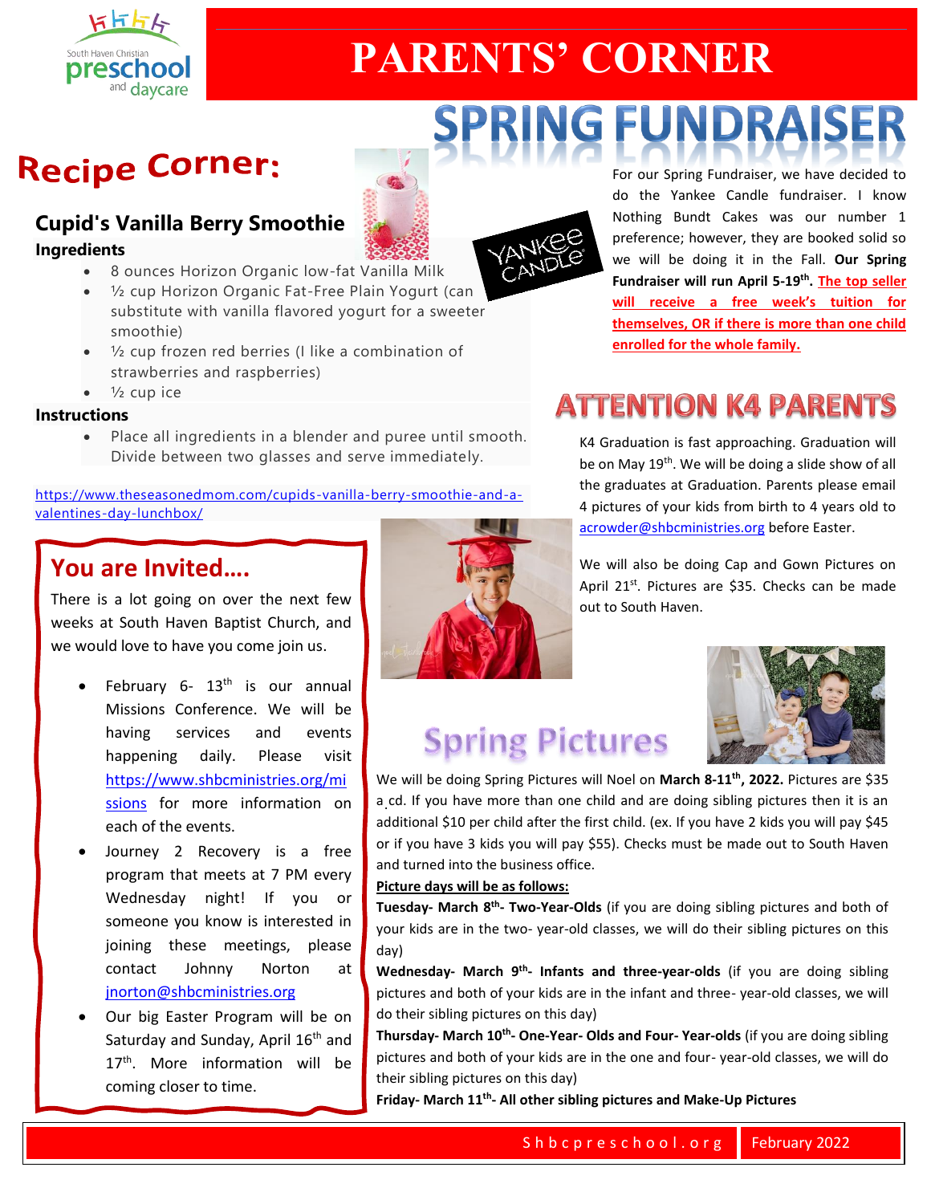# PARENTS' CORNER

## Recipe Corner:

### Cupid's Vanilla Berry Smoothie

**Ingredients**

- 8 ounces Horizon Organic low-fat Vanilla Milk
- ½ cup Horizon Organic Fat-Free Plain Yogurt (can substitute with vanilla flavored yogurt for a sweeter smoothie)
- ½ cup frozen red berries (I like a combination of strawberries and raspberries)
- ½ cup ice

**Instructions**

- Place all ingredients in a blender and puree until smooth. Divide between two glasses and serve immediately.

https://www.theseasonedmom.com/cupids-vanilla-berry-smoothie-and-a-valentines-day-lunchbox/

## SPRING FUNDRAISER

For our Spring Fundraiser, we have decided to do the Yankee Candle fundraiser. I know Nothing Bundt Cakes was our number 1 preference; however, they are booked solid so we will be doing it in the Fall. **Our Spring Fundraiser will run April 5-19th.** **The top seller will receive a free week's tuition for themselves, OR if there is more than one child enrolled for the whole family.**

## ATTENTION K4 PARENTS

K4 Graduation is fast approaching. Graduation will be on May 19th. We will be doing a slide show of all the graduates at Graduation. Parents please email 4 pictures of your kids from birth to 4 years old to acrowder@shbcministries.org before Easter.

We will also be doing Cap and Gown Pictures on April 21st. Pictures are $35. Checks can be made out to South Haven.

## You are Invited….

There is a lot going on over the next few weeks at South Haven Baptist Church, and we would love to have you come join us.

- February 6- 13th is our annual Missions Conference. We will be having services and events happening daily. Please visit https://www.shbcministries.org/missions for more information on each of the events.
- Journey 2 Recovery is a free program that meets at 7 PM every Wednesday night! If you or someone you know is interested in joining these meetings, please contact Johnny Norton at jnorton@shbcministries.org
- Our big Easter Program will be on Saturday and Sunday, April 16th and 17th. More information will be coming closer to time.

## Spring Pictures

We will be doing Spring Pictures will Noel on **March 8-11th, 2022.** Pictures are $35 a cd. If you have more than one child and are doing sibling pictures then it is an additional $10 per child after the first child. (ex. If you have 2 kids you will pay $45 or if you have 3 kids you will pay $55). Checks must be made out to South Haven and turned into the business office.

**Picture days will be as follows:**

**Tuesday- March 8th- Two-Year-Olds** (if you are doing sibling pictures and both of your kids are in the two- year-old classes, we will do their sibling pictures on this day)

**Wednesday- March 9th- Infants and three-year-olds** (if you are doing sibling pictures and both of your kids are in the infant and three- year-old classes, we will do their sibling pictures on this day)

**Thursday- March 10th- One-Year- Olds and Four- Year-olds** (if you are doing sibling pictures and both of your kids are in the one and four- year-old classes, we will do their sibling pictures on this day)

**Friday- March 11th- All other sibling pictures and Make-Up Pictures**